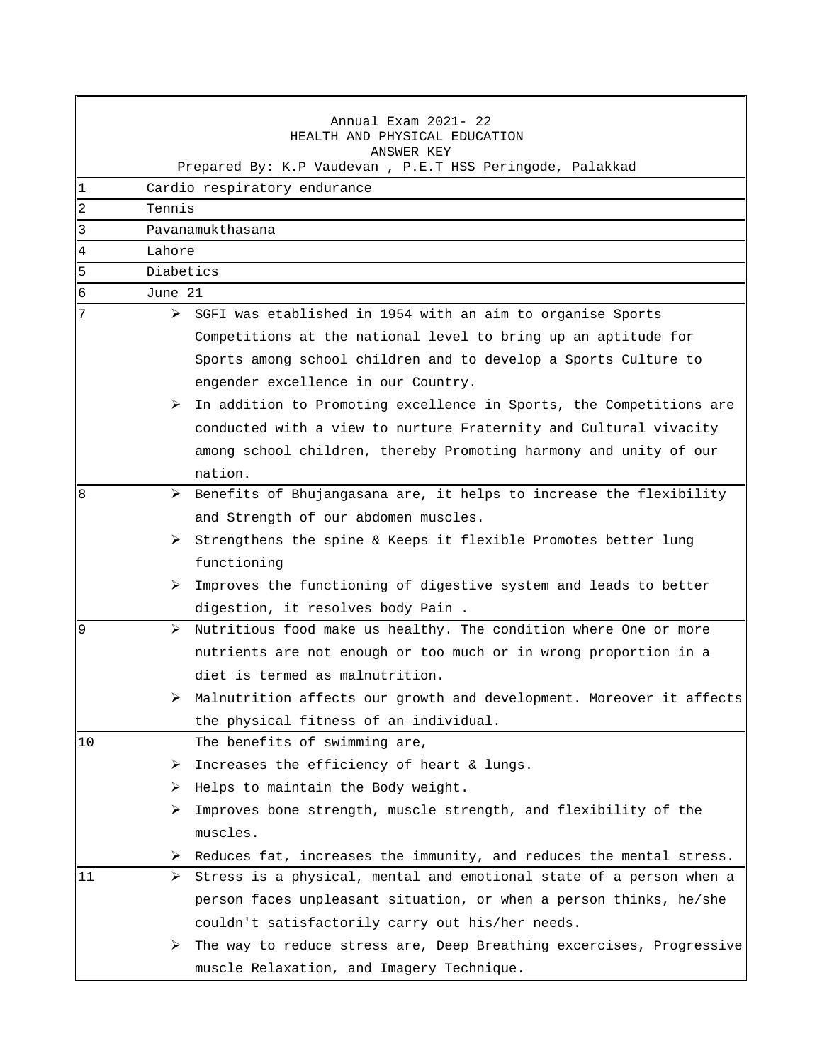Annual Exam 2021- 22
HEALTH AND PHYSICAL EDUCATION
ANSWER KEY
Prepared By: K.P Vaudevan , P.E.T HSS Peringode, Palakkad

| | |
|---|---|
| 1 | Cardio respiratory endurance |
| 2 | Tennis |
| 3 | Pavanamukthasana |
| 4 | Lahore |
| 5 | Diabetics |
| 6 | June 21 |
| 7 | ➢ SGFI was etablished in 1954 with an aim to organise Sports Competitions at the national level to bring up an aptitude for Sports among school children and to develop a Sports Culture to engender excellence in our Country.<br>➢ In addition to Promoting excellence in Sports, the Competitions are conducted with a view to nurture Fraternity and Cultural vivacity among school children, thereby Promoting harmony and unity of our nation. |
| 8 | ➢ Benefits of Bhujangasana are, it helps to increase the flexibility and Strength of our abdomen muscles.<br>➢ Strengthens the spine & Keeps it flexible Promotes better lung functioning<br>➢ Improves the functioning of digestive system and leads to better digestion, it resolves body Pain . |
| 9 | ➢ Nutritious food make us healthy. The condition where One or more nutrients are not enough or too much or in wrong proportion in a diet is termed as malnutrition.<br>➢ Malnutrition affects our growth and development. Moreover it affects the physical fitness of an individual. |
| 10 | The benefits of swimming are,<br>➢ Increases the efficiency of heart & lungs.<br>➢ Helps to maintain the Body weight.<br>➢ Improves bone strength, muscle strength, and flexibility of the muscles.<br>➢ Reduces fat, increases the immunity, and reduces the mental stress. |
| 11 | ➢ Stress is a physical, mental and emotional state of a person when a person faces unpleasant situation, or when a person thinks, he/she couldn't satisfactorily carry out his/her needs.<br>➢ The way to reduce stress are, Deep Breathing excercises, Progressive muscle Relaxation, and Imagery Technique. |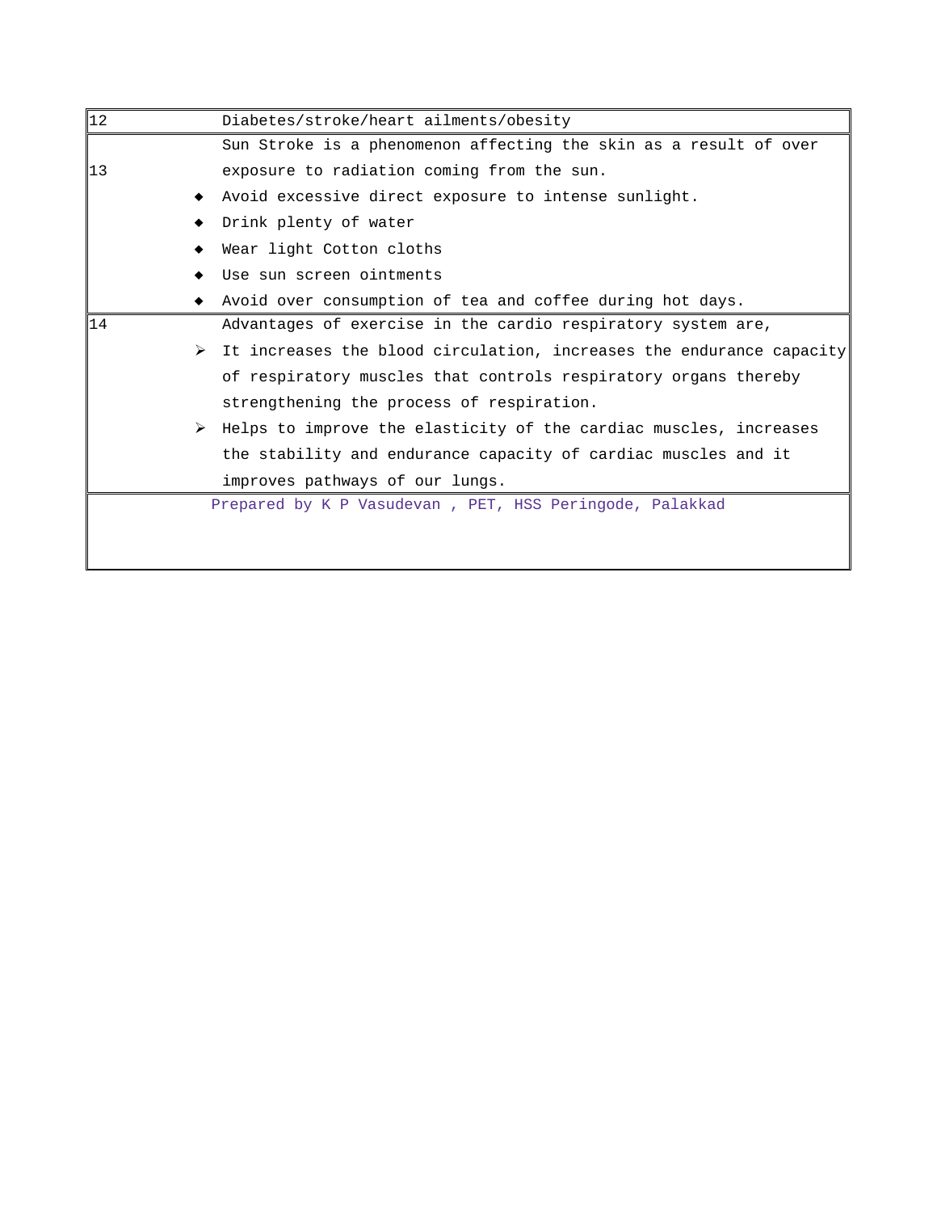| | |
|---|---|
| 12 | Diabetes/stroke/heart ailments/obesity |
| 13 | Sun Stroke is a phenomenon affecting the skin as a result of over exposure to radiation coming from the sun.<br>◆ Avoid excessive direct exposure to intense sunlight.<br>◆ Drink plenty of water<br>◆ Wear light Cotton cloths<br>◆ Use sun screen ointments<br>◆ Avoid over consumption of tea and coffee during hot days. |
| 14 | Advantages of exercise in the cardio respiratory system are,<br>➢ It increases the blood circulation, increases the endurance capacity of respiratory muscles that controls respiratory organs thereby strengthening the process of respiration.<br>➢ Helps to improve the elasticity of the cardiac muscles, increases the stability and endurance capacity of cardiac muscles and it improves pathways of our lungs. |

Prepared by K P Vasudevan , PET, HSS Peringode, Palakkad